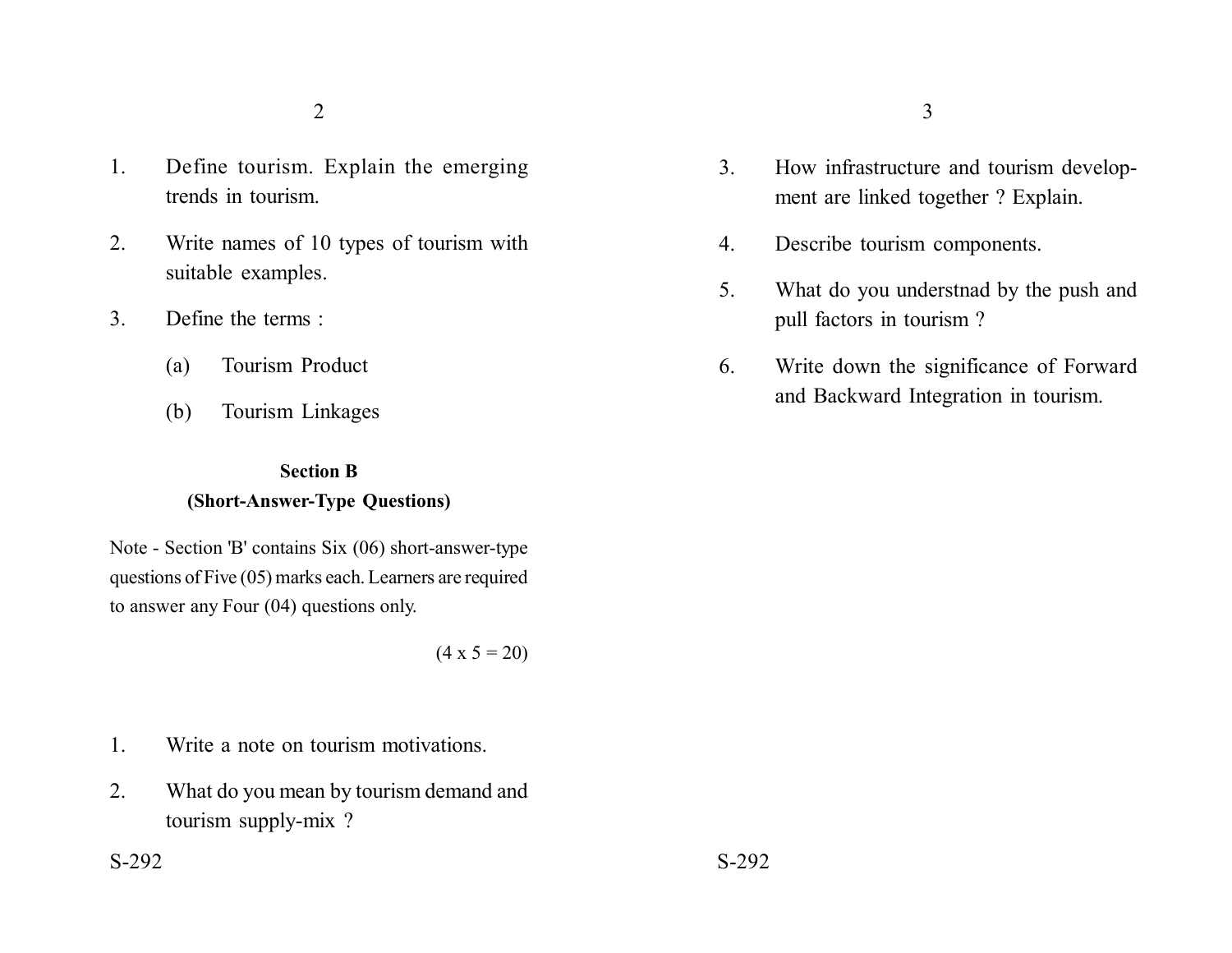1. Define tourism. Explain the emerging trends in tourism.
2. Write names of 10 types of tourism with suitable examples.
3. Define the terms :
   (a) Tourism Product
   (b) Tourism Linkages

## Section B
## (Short-Answer-Type Questions)

Note - Section 'B' contains Six (06) short-answer-type questions of Five (05) marks each. Learners are required to answer any Four (04) questions only.

(4 x 5 = 20)

1. Write a note on tourism motivations.
2. What do you mean by tourism demand and tourism supply-mix ?
3. How infrastructure and tourism development are linked together ? Explain.
4. Describe tourism components.
5. What do you understnad by the push and pull factors in tourism ?
6. Write down the significance of Forward and Backward Integration in tourism.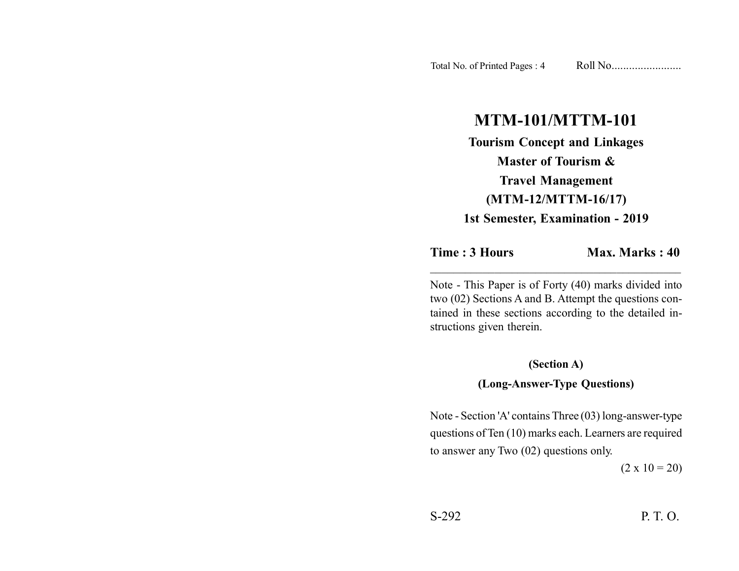Total No. of Printed Pages : 4    Roll No.......................

# MTM-101/MTTM-101

## Tourism Concept and Linkages

## Master of Tourism & Travel Management

## (MTM-12/MTTM-16/17)

## 1st Semester, Examination - 2019

**Time : 3 Hours**    **Max. Marks : 40**

---

Note - This Paper is of Forty (40) marks divided into two (02) Sections A and B. Attempt the questions contained in these sections according to the detailed instructions given therein.

### (Section A)

### (Long-Answer-Type Questions)

Note - Section 'A' contains Three (03) long-answer-type questions of Ten (10) marks each. Learners are required to answer any Two (02) questions only.

(2 x 10 = 20)

S-292    P. T. O.